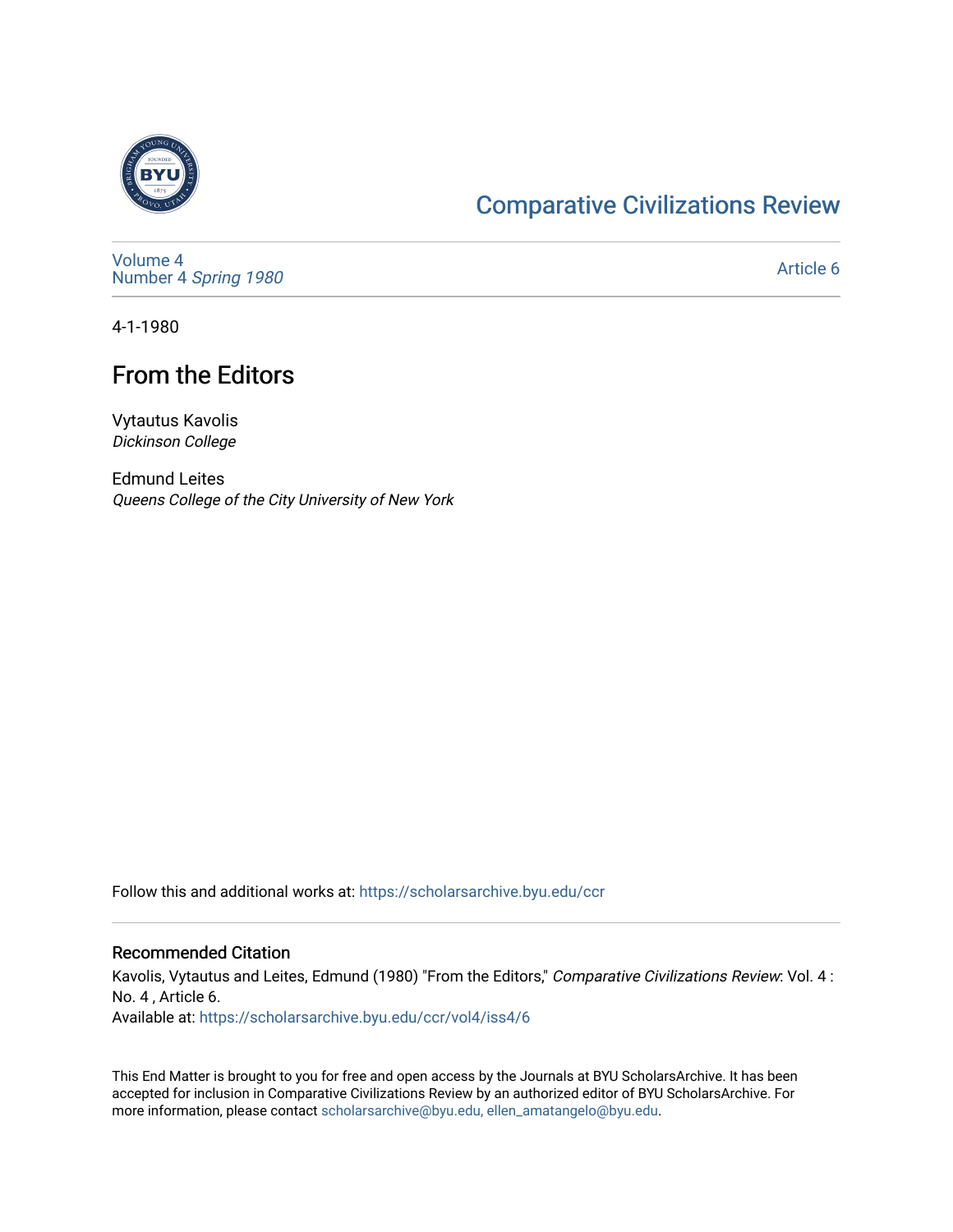Comparative Civilizations Review

Volume 4
Number 4 *Spring 1980*

Article 6

4-1-1980

# From the Editors

Vytautus Kavolis
*Dickinson College*

Edmund Leites
*Queens College of the City University of New York*

Follow this and additional works at: https://scholarsarchive.byu.edu/ccr

## Recommended Citation

Kavolis, Vytautus and Leites, Edmund (1980) "From the Editors," *Comparative Civilizations Review*: Vol. 4 : No. 4 , Article 6.
Available at: https://scholarsarchive.byu.edu/ccr/vol4/iss4/6

This End Matter is brought to you for free and open access by the Journals at BYU ScholarsArchive. It has been accepted for inclusion in Comparative Civilizations Review by an authorized editor of BYU ScholarsArchive. For more information, please contact scholarsarchive@byu.edu, ellen_amatangelo@byu.edu.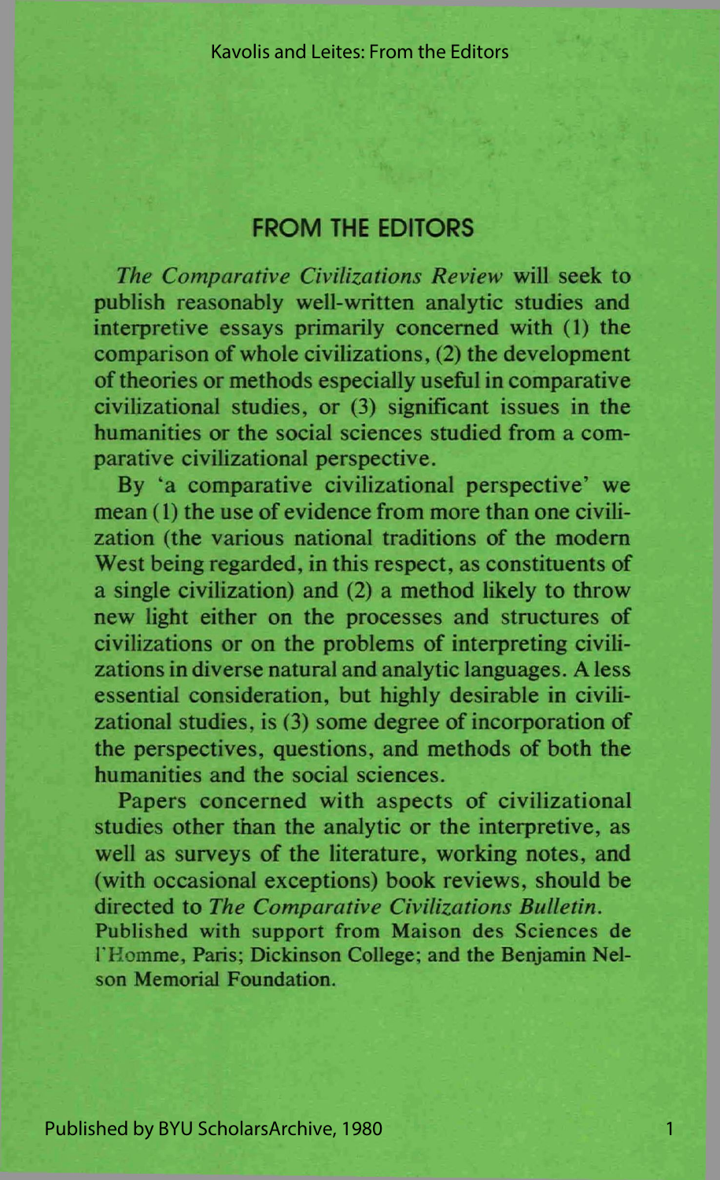## FROM THE EDITORS

*The Comparative Civilizations Review* will seek to publish reasonably well-written analytic studies and interpretive essays primarily concerned with (1) the comparison of whole civilizations, (2) the development of theories or methods especially useful in comparative civilizational studies, or (3) significant issues in the humanities or the social sciences studied from a comparative civilizational perspective.

By 'a comparative civilizational perspective' we mean (1) the use of evidence from more than one civilization (the various national traditions of the modern West being regarded, in this respect, as constituents of a single civilization) and (2) a method likely to throw new light either on the processes and structures of civilizations or on the problems of interpreting civilizations in diverse natural and analytic languages. A less essential consideration, but highly desirable in civilizational studies, is (3) some degree of incorporation of the perspectives, questions, and methods of both the humanities and the social sciences.

Papers concerned with aspects of civilizational studies other than the analytic or the interpretive, as well as surveys of the literature, working notes, and (with occasional exceptions) book reviews, should be directed to *The Comparative Civilizations Bulletin*.

Published with support from Maison des Sciences de l'Homme, Paris; Dickinson College; and the Benjamin Nelson Memorial Foundation.